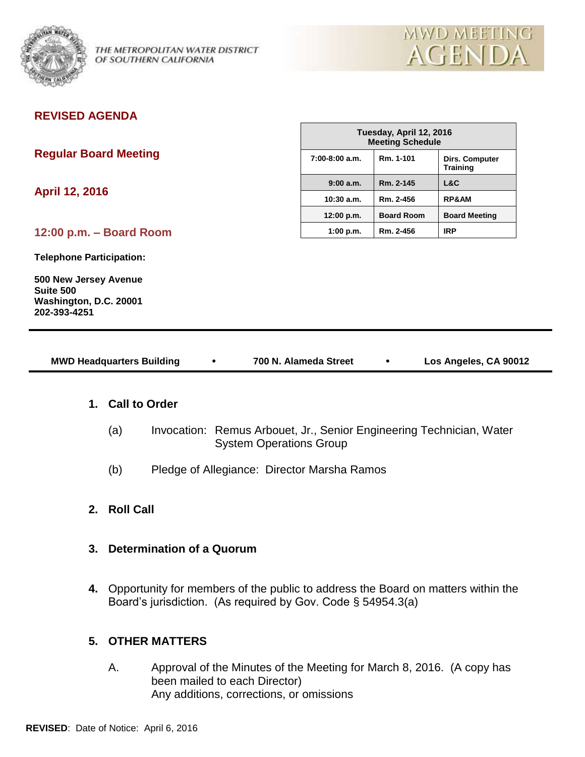THE METROPOLITAN WATER DISTRICT OF SOUTHERN CALIFORNIA

MWD MEETING AGENDA

**REVISED AGENDA**

**Regular Board Meeting**

**April 12, 2016**

**12:00 p.m. – Board Room**

| Tuesday, April 12, 2016 Meeting Schedule | | |
|---|---|---|
| 7:00-8:00 a.m. | Rm. 1-101 | Dirs. Computer Training |
| 9:00 a.m. | Rm. 2-145 | L&C |
| 10:30 a.m. | Rm. 2-456 | RP&AM |
| 12:00 p.m. | Board Room | Board Meeting |
| 1:00 p.m. | Rm. 2-456 | IRP |

**Telephone Participation:**

**500 New Jersey Avenue**
**Suite 500**
**Washington, D.C. 20001**
**202-393-4251**

**MWD Headquarters Building • 700 N. Alameda Street • Los Angeles, CA 90012**

**1. Call to Order**

(a) Invocation: Remus Arbouet, Jr., Senior Engineering Technician, Water System Operations Group

(b) Pledge of Allegiance: Director Marsha Ramos

**2. Roll Call**

**3. Determination of a Quorum**

**4.** Opportunity for members of the public to address the Board on matters within the Board's jurisdiction. (As required by Gov. Code § 54954.3(a)

**5. OTHER MATTERS**

A. Approval of the Minutes of the Meeting for March 8, 2016. (A copy has been mailed to each Director)
Any additions, corrections, or omissions

**REVISED**: Date of Notice: April 6, 2016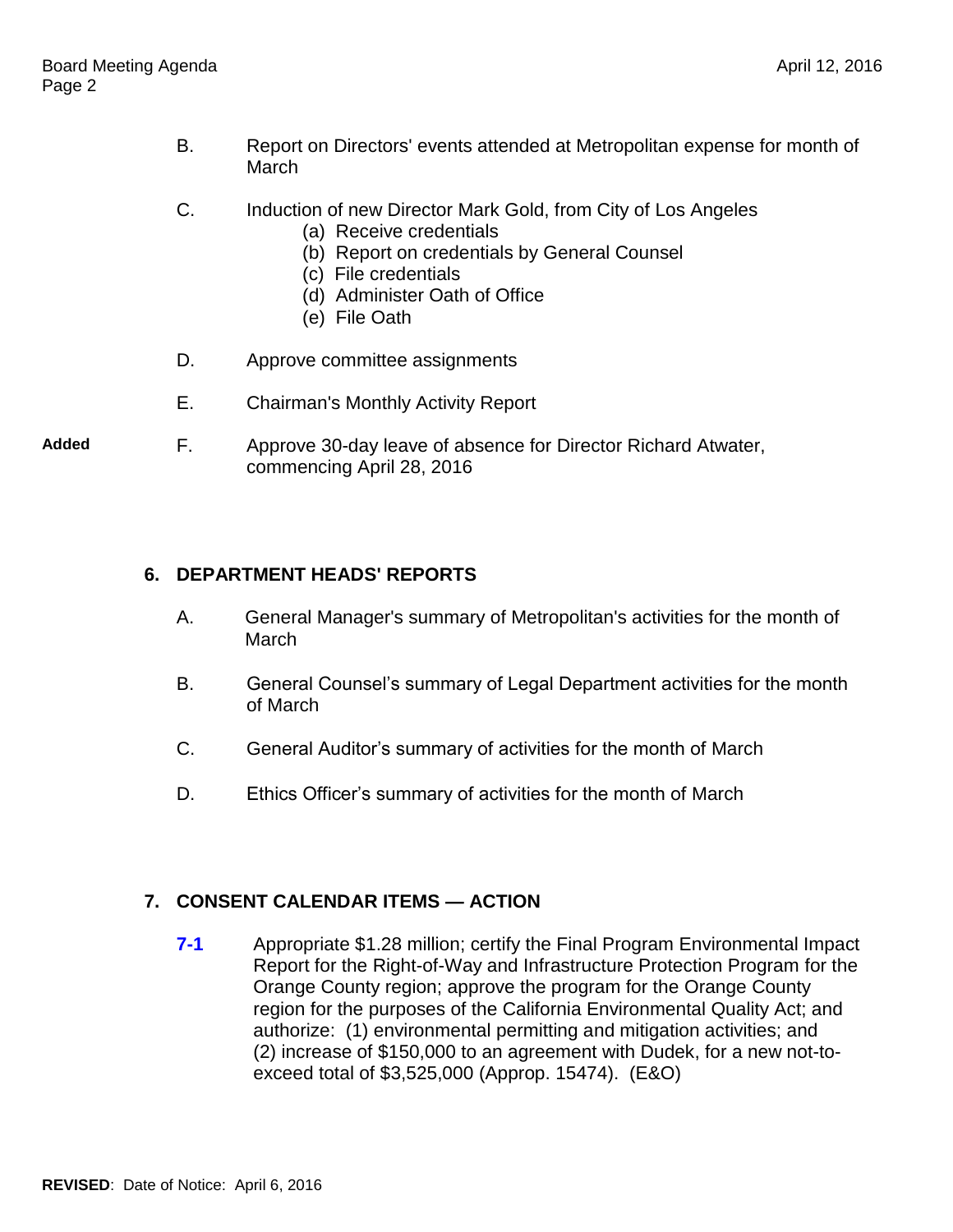B. Report on Directors' events attended at Metropolitan expense for month of March

C. Induction of new Director Mark Gold, from City of Los Angeles
   - (a) Receive credentials
   - (b) Report on credentials by General Counsel
   - (c) File credentials
   - (d) Administer Oath of Office
   - (e) File Oath

D. Approve committee assignments

E. Chairman's Monthly Activity Report

**Added** F. Approve 30-day leave of absence for Director Richard Atwater, commencing April 28, 2016

## 6. DEPARTMENT HEADS' REPORTS

A. General Manager's summary of Metropolitan's activities for the month of March

B. General Counsel's summary of Legal Department activities for the month of March

C. General Auditor's summary of activities for the month of March

D. Ethics Officer's summary of activities for the month of March

## 7. CONSENT CALENDAR ITEMS — ACTION

**7-1** Appropriate $1.28 million; certify the Final Program Environmental Impact Report for the Right-of-Way and Infrastructure Protection Program for the Orange County region; approve the program for the Orange County region for the purposes of the California Environmental Quality Act; and authorize: (1) environmental permitting and mitigation activities; and (2) increase of $150,000 to an agreement with Dudek, for a new not-to-exceed total of $3,525,000 (Approp. 15474). (E&O)

**REVISED**: Date of Notice: April 6, 2016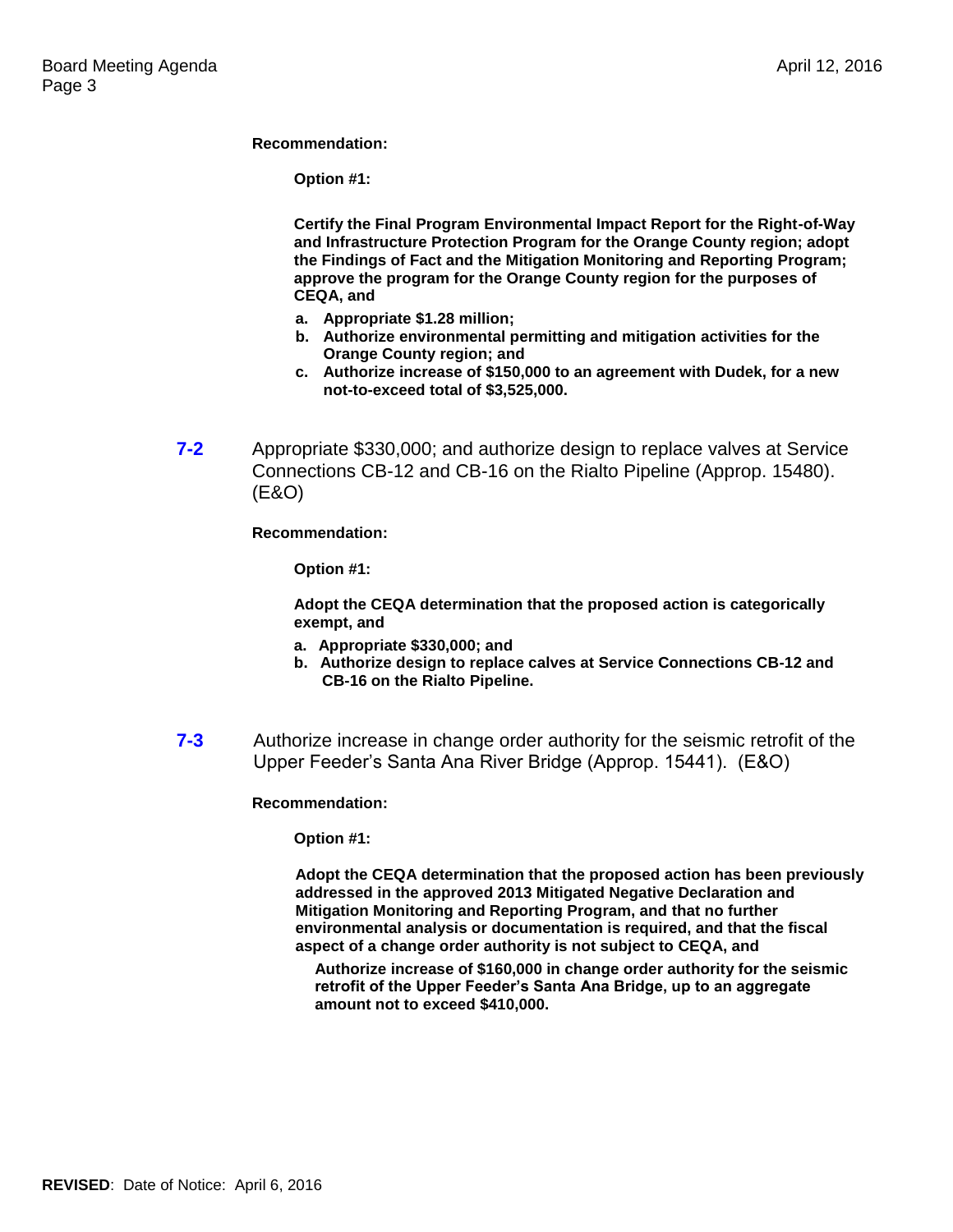**Recommendation:**

**Option #1:**

**Certify the Final Program Environmental Impact Report for the Right-of-Way and Infrastructure Protection Program for the Orange County region; adopt the Findings of Fact and the Mitigation Monitoring and Reporting Program; approve the program for the Orange County region for the purposes of CEQA, and**

- **a. Appropriate $1.28 million;**
- **b. Authorize environmental permitting and mitigation activities for the Orange County region; and**
- **c. Authorize increase of $150,000 to an agreement with Dudek, for a new not-to-exceed total of $3,525,000.**

**7-2** Appropriate $330,000; and authorize design to replace valves at Service Connections CB-12 and CB-16 on the Rialto Pipeline (Approp. 15480). (E&O)

**Recommendation:**

**Option #1:**

**Adopt the CEQA determination that the proposed action is categorically exempt, and**

- **a. Appropriate $330,000; and**
- **b. Authorize design to replace calves at Service Connections CB-12 and CB-16 on the Rialto Pipeline.**

**7-3** Authorize increase in change order authority for the seismic retrofit of the Upper Feeder's Santa Ana River Bridge (Approp. 15441). (E&O)

**Recommendation:**

**Option #1:**

**Adopt the CEQA determination that the proposed action has been previously addressed in the approved 2013 Mitigated Negative Declaration and Mitigation Monitoring and Reporting Program, and that no further environmental analysis or documentation is required, and that the fiscal aspect of a change order authority is not subject to CEQA, and**

**Authorize increase of $160,000 in change order authority for the seismic retrofit of the Upper Feeder's Santa Ana Bridge, up to an aggregate amount not to exceed $410,000.**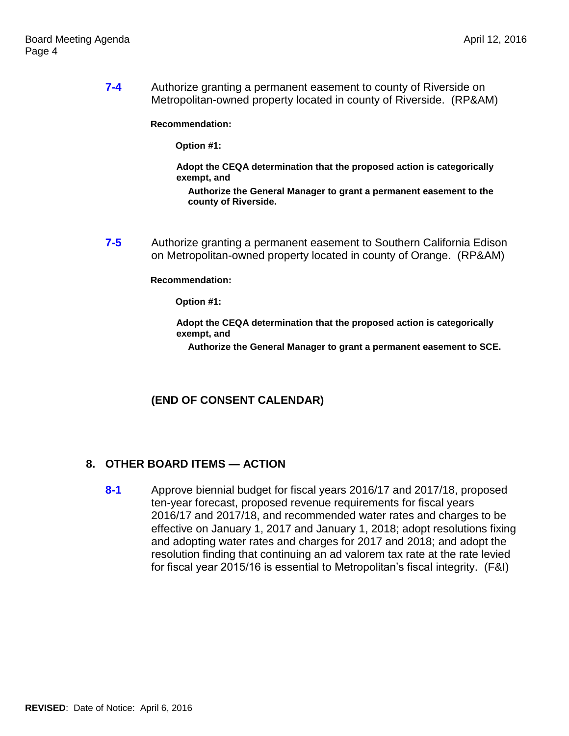**7-4** Authorize granting a permanent easement to county of Riverside on Metropolitan-owned property located in county of Riverside. (RP&AM)

**Recommendation:**

**Option #1:**

**Adopt the CEQA determination that the proposed action is categorically exempt, and**

**Authorize the General Manager to grant a permanent easement to the county of Riverside.**

**7-5** Authorize granting a permanent easement to Southern California Edison on Metropolitan-owned property located in county of Orange. (RP&AM)

**Recommendation:**

**Option #1:**

**Adopt the CEQA determination that the proposed action is categorically exempt, and**

**Authorize the General Manager to grant a permanent easement to SCE.**

**(END OF CONSENT CALENDAR)**

## 8. OTHER BOARD ITEMS — ACTION

**8-1** Approve biennial budget for fiscal years 2016/17 and 2017/18, proposed ten-year forecast, proposed revenue requirements for fiscal years 2016/17 and 2017/18, and recommended water rates and charges to be effective on January 1, 2017 and January 1, 2018; adopt resolutions fixing and adopting water rates and charges for 2017 and 2018; and adopt the resolution finding that continuing an ad valorem tax rate at the rate levied for fiscal year 2015/16 is essential to Metropolitan's fiscal integrity. (F&I)

**REVISED**: Date of Notice: April 6, 2016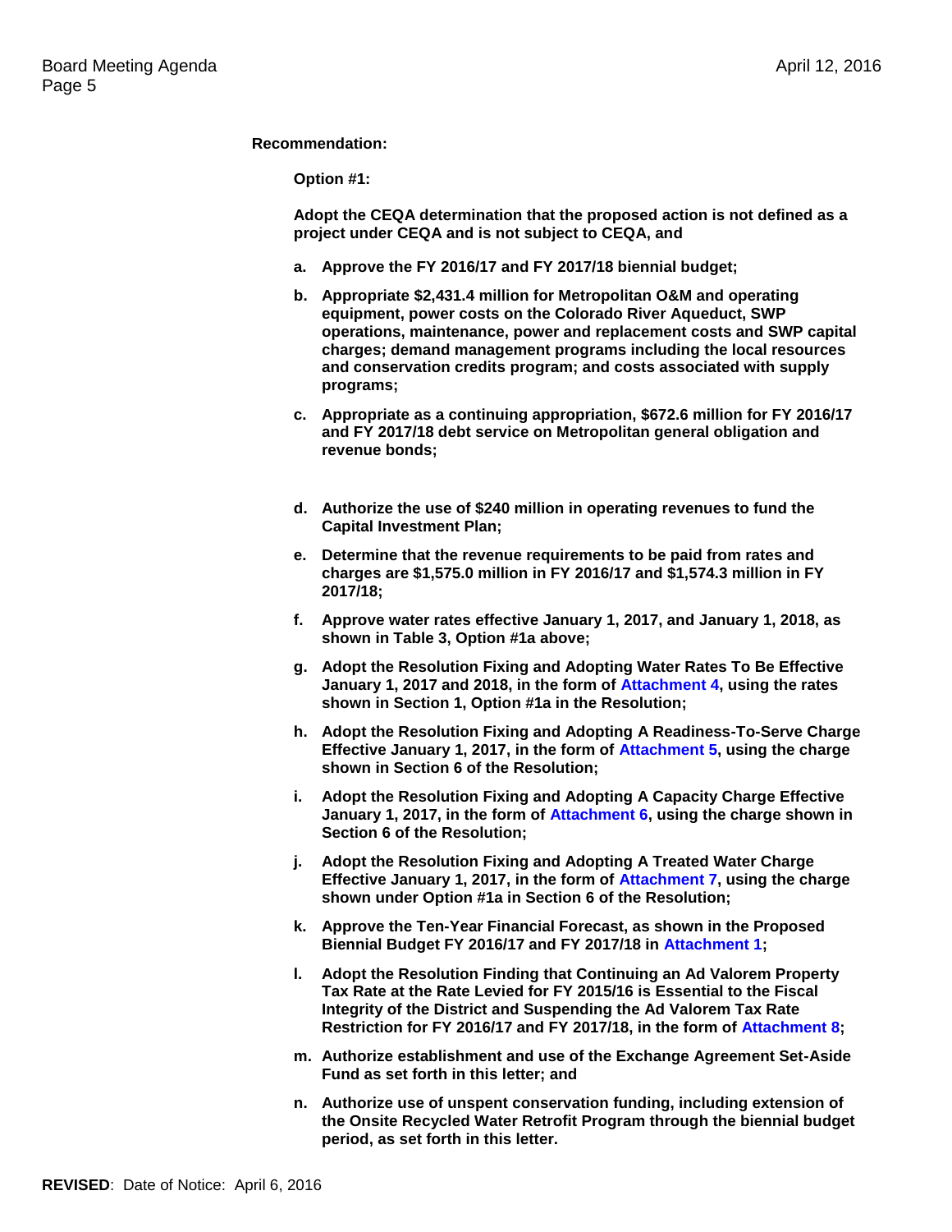**Recommendation:**

**Option #1:**

**Adopt the CEQA determination that the proposed action is not defined as a project under CEQA and is not subject to CEQA, and**

**a. Approve the FY 2016/17 and FY 2017/18 biennial budget;**

**b. Appropriate $2,431.4 million for Metropolitan O&M and operating equipment, power costs on the Colorado River Aqueduct, SWP operations, maintenance, power and replacement costs and SWP capital charges; demand management programs including the local resources and conservation credits program; and costs associated with supply programs;**

**c. Appropriate as a continuing appropriation, $672.6 million for FY 2016/17 and FY 2017/18 debt service on Metropolitan general obligation and revenue bonds;**

**d. Authorize the use of $240 million in operating revenues to fund the Capital Investment Plan;**

**e. Determine that the revenue requirements to be paid from rates and charges are $1,575.0 million in FY 2016/17 and $1,574.3 million in FY 2017/18;**

**f. Approve water rates effective January 1, 2017, and January 1, 2018, as shown in Table 3, Option #1a above;**

**g. Adopt the Resolution Fixing and Adopting Water Rates To Be Effective January 1, 2017 and 2018, in the form of Attachment 4, using the rates shown in Section 1, Option #1a in the Resolution;**

**h. Adopt the Resolution Fixing and Adopting A Readiness-To-Serve Charge Effective January 1, 2017, in the form of Attachment 5, using the charge shown in Section 6 of the Resolution;**

**i. Adopt the Resolution Fixing and Adopting A Capacity Charge Effective January 1, 2017, in the form of Attachment 6, using the charge shown in Section 6 of the Resolution;**

**j. Adopt the Resolution Fixing and Adopting A Treated Water Charge Effective January 1, 2017, in the form of Attachment 7, using the charge shown under Option #1a in Section 6 of the Resolution;**

**k. Approve the Ten-Year Financial Forecast, as shown in the Proposed Biennial Budget FY 2016/17 and FY 2017/18 in Attachment 1;**

**l. Adopt the Resolution Finding that Continuing an Ad Valorem Property Tax Rate at the Rate Levied for FY 2015/16 is Essential to the Fiscal Integrity of the District and Suspending the Ad Valorem Tax Rate Restriction for FY 2016/17 and FY 2017/18, in the form of Attachment 8;**

**m. Authorize establishment and use of the Exchange Agreement Set-Aside Fund as set forth in this letter; and**

**n. Authorize use of unspent conservation funding, including extension of the Onsite Recycled Water Retrofit Program through the biennial budget period, as set forth in this letter.**

**REVISED**: Date of Notice: April 6, 2016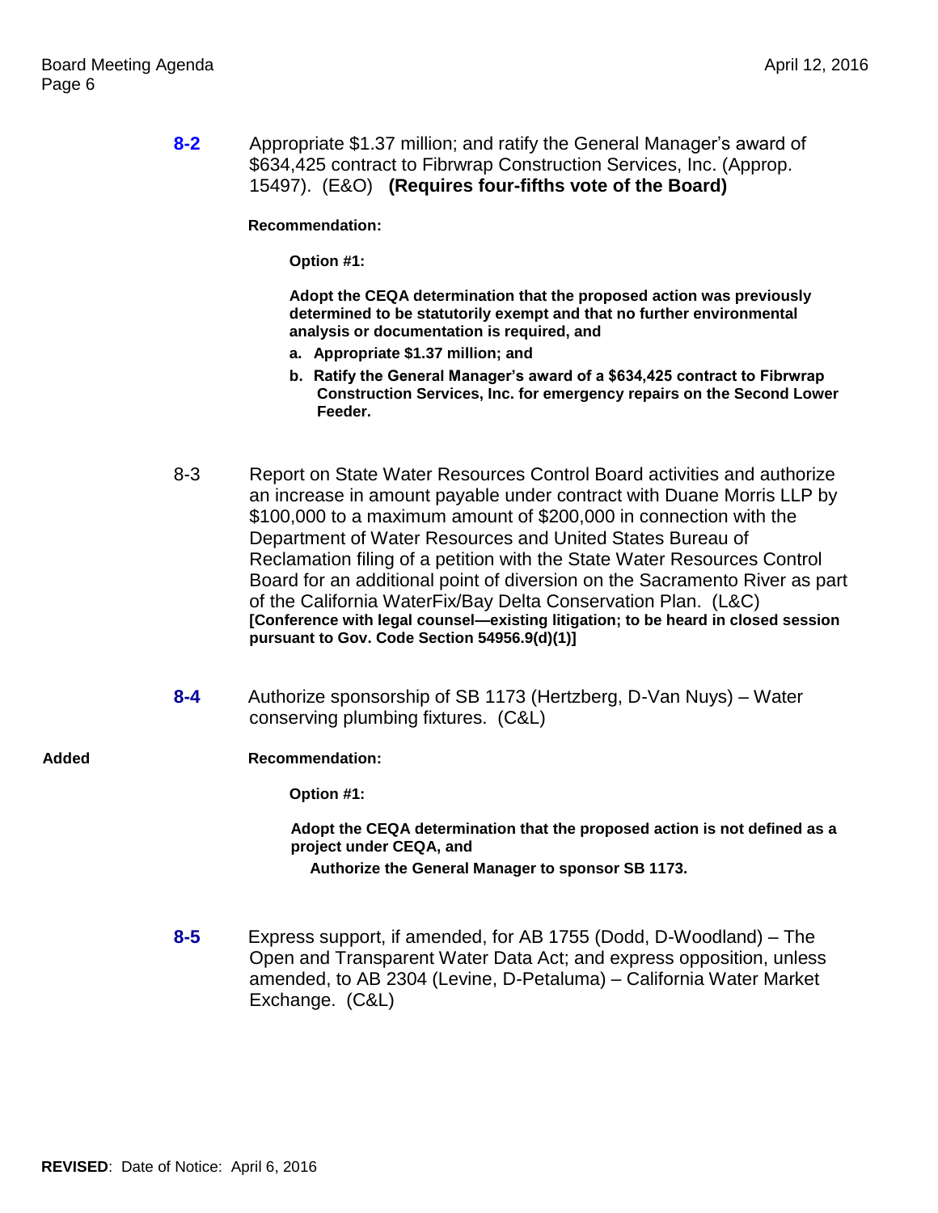**8-2** Appropriate $1.37 million; and ratify the General Manager's award of $634,425 contract to Fibrwrap Construction Services, Inc. (Approp. 15497). (E&O) **(Requires four-fifths vote of the Board)**

**Recommendation:**

**Option #1:**

**Adopt the CEQA determination that the proposed action was previously determined to be statutorily exempt and that no further environmental analysis or documentation is required, and**

**a. Appropriate $1.37 million; and**

**b. Ratify the General Manager's award of a $634,425 contract to Fibrwrap Construction Services, Inc. for emergency repairs on the Second Lower Feeder.**

8-3 Report on State Water Resources Control Board activities and authorize an increase in amount payable under contract with Duane Morris LLP by $100,000 to a maximum amount of $200,000 in connection with the Department of Water Resources and United States Bureau of Reclamation filing of a petition with the State Water Resources Control Board for an additional point of diversion on the Sacramento River as part of the California WaterFix/Bay Delta Conservation Plan. (L&C) **[Conference with legal counsel—existing litigation; to be heard in closed session pursuant to Gov. Code Section 54956.9(d)(1)]**

**8-4** Authorize sponsorship of SB 1173 (Hertzberg, D-Van Nuys) – Water conserving plumbing fixtures. (C&L)

**Added** **Recommendation:**

**Option #1:**

**Adopt the CEQA determination that the proposed action is not defined as a project under CEQA, and**

**Authorize the General Manager to sponsor SB 1173.**

**8-5** Express support, if amended, for AB 1755 (Dodd, D-Woodland) – The Open and Transparent Water Data Act; and express opposition, unless amended, to AB 2304 (Levine, D-Petaluma) – California Water Market Exchange. (C&L)

**REVISED**: Date of Notice: April 6, 2016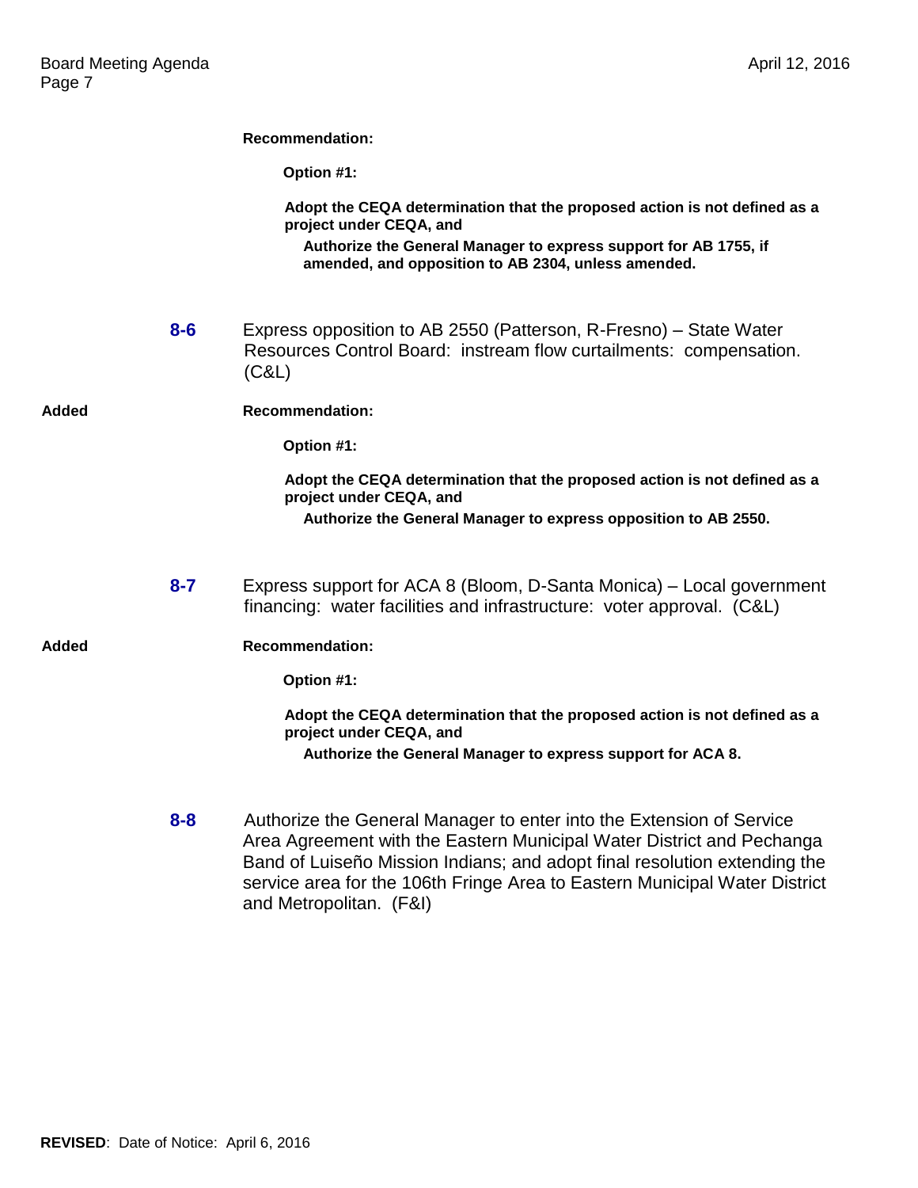**Recommendation:**

**Option #1:**

**Adopt the CEQA determination that the proposed action is not defined as a project under CEQA, and**

**Authorize the General Manager to express support for AB 1755, if amended, and opposition to AB 2304, unless amended.**

**8-6** Express opposition to AB 2550 (Patterson, R-Fresno) – State Water Resources Control Board: instream flow curtailments: compensation. (C&L)

**Added** **Recommendation:**

**Option #1:**

**Adopt the CEQA determination that the proposed action is not defined as a project under CEQA, and**

**Authorize the General Manager to express opposition to AB 2550.**

**8-7** Express support for ACA 8 (Bloom, D-Santa Monica) – Local government financing: water facilities and infrastructure: voter approval. (C&L)

**Added** **Recommendation:**

**Option #1:**

**Adopt the CEQA determination that the proposed action is not defined as a project under CEQA, and**

**Authorize the General Manager to express support for ACA 8.**

**8-8** Authorize the General Manager to enter into the Extension of Service Area Agreement with the Eastern Municipal Water District and Pechanga Band of Luiseño Mission Indians; and adopt final resolution extending the service area for the 106th Fringe Area to Eastern Municipal Water District and Metropolitan. (F&I)

**REVISED**: Date of Notice: April 6, 2016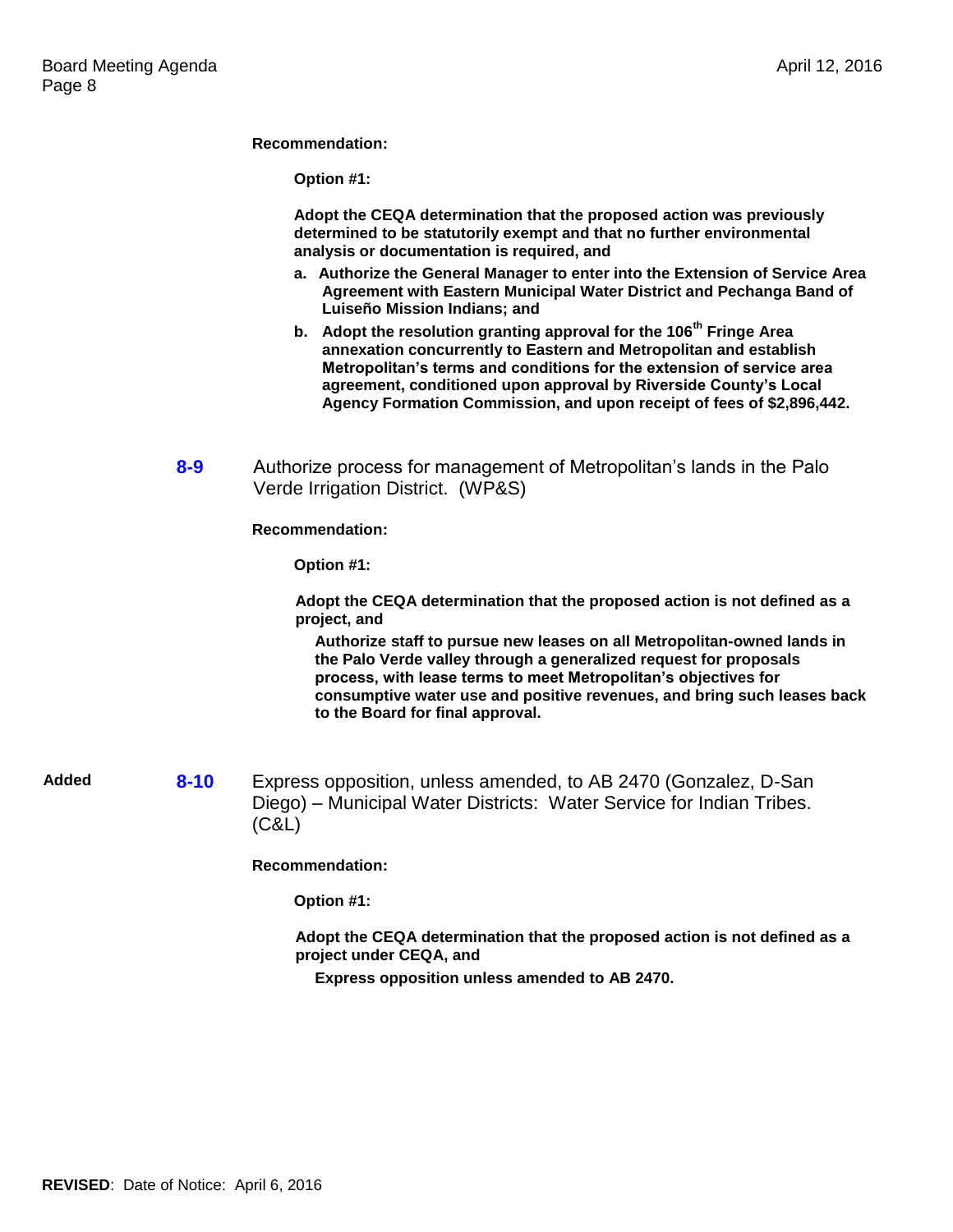**Recommendation:**

**Option #1:**

**Adopt the CEQA determination that the proposed action was previously determined to be statutorily exempt and that no further environmental analysis or documentation is required, and**

**a. Authorize the General Manager to enter into the Extension of Service Area Agreement with Eastern Municipal Water District and Pechanga Band of Luiseño Mission Indians; and**

**b. Adopt the resolution granting approval for the 106th Fringe Area annexation concurrently to Eastern and Metropolitan and establish Metropolitan's terms and conditions for the extension of service area agreement, conditioned upon approval by Riverside County's Local Agency Formation Commission, and upon receipt of fees of $2,896,442.**

**8-9** Authorize process for management of Metropolitan's lands in the Palo Verde Irrigation District. (WP&S)

**Recommendation:**

**Option #1:**

**Adopt the CEQA determination that the proposed action is not defined as a project, and**

**Authorize staff to pursue new leases on all Metropolitan-owned lands in the Palo Verde valley through a generalized request for proposals process, with lease terms to meet Metropolitan's objectives for consumptive water use and positive revenues, and bring such leases back to the Board for final approval.**

**Added**

**8-10** Express opposition, unless amended, to AB 2470 (Gonzalez, D-San Diego) – Municipal Water Districts: Water Service for Indian Tribes. (C&L)

**Recommendation:**

**Option #1:**

**Adopt the CEQA determination that the proposed action is not defined as a project under CEQA, and**

**Express opposition unless amended to AB 2470.**

**REVISED**: Date of Notice: April 6, 2016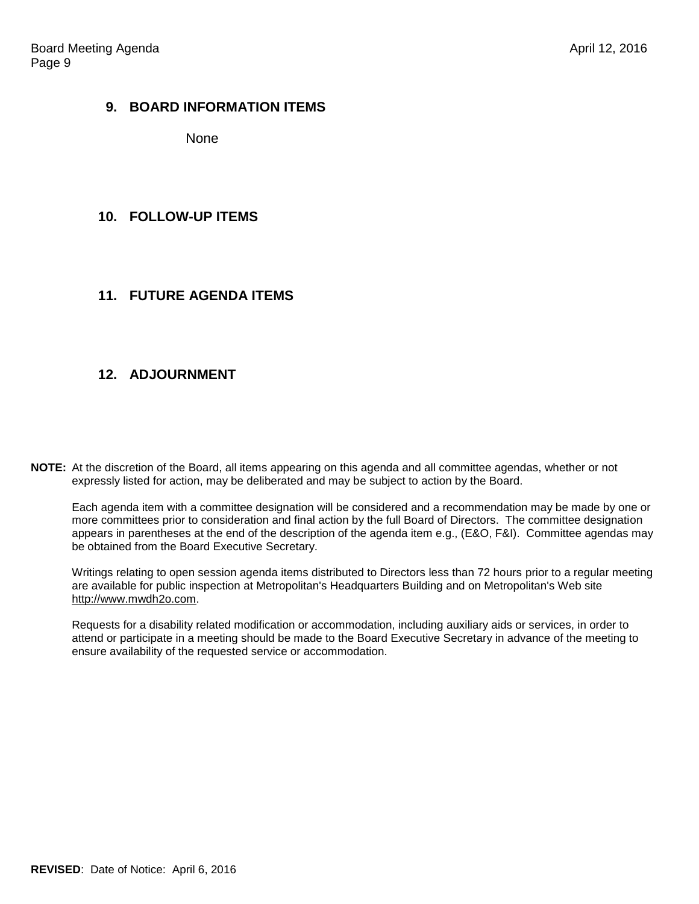## 9. BOARD INFORMATION ITEMS

None

## 10. FOLLOW-UP ITEMS

## 11. FUTURE AGENDA ITEMS

## 12. ADJOURNMENT

**NOTE:** At the discretion of the Board, all items appearing on this agenda and all committee agendas, whether or not expressly listed for action, may be deliberated and may be subject to action by the Board.

Each agenda item with a committee designation will be considered and a recommendation may be made by one or more committees prior to consideration and final action by the full Board of Directors. The committee designation appears in parentheses at the end of the description of the agenda item e.g., (E&O, F&I). Committee agendas may be obtained from the Board Executive Secretary.

Writings relating to open session agenda items distributed to Directors less than 72 hours prior to a regular meeting are available for public inspection at Metropolitan's Headquarters Building and on Metropolitan's Web site http://www.mwdh2o.com.

Requests for a disability related modification or accommodation, including auxiliary aids or services, in order to attend or participate in a meeting should be made to the Board Executive Secretary in advance of the meeting to ensure availability of the requested service or accommodation.

**REVISED**: Date of Notice: April 6, 2016